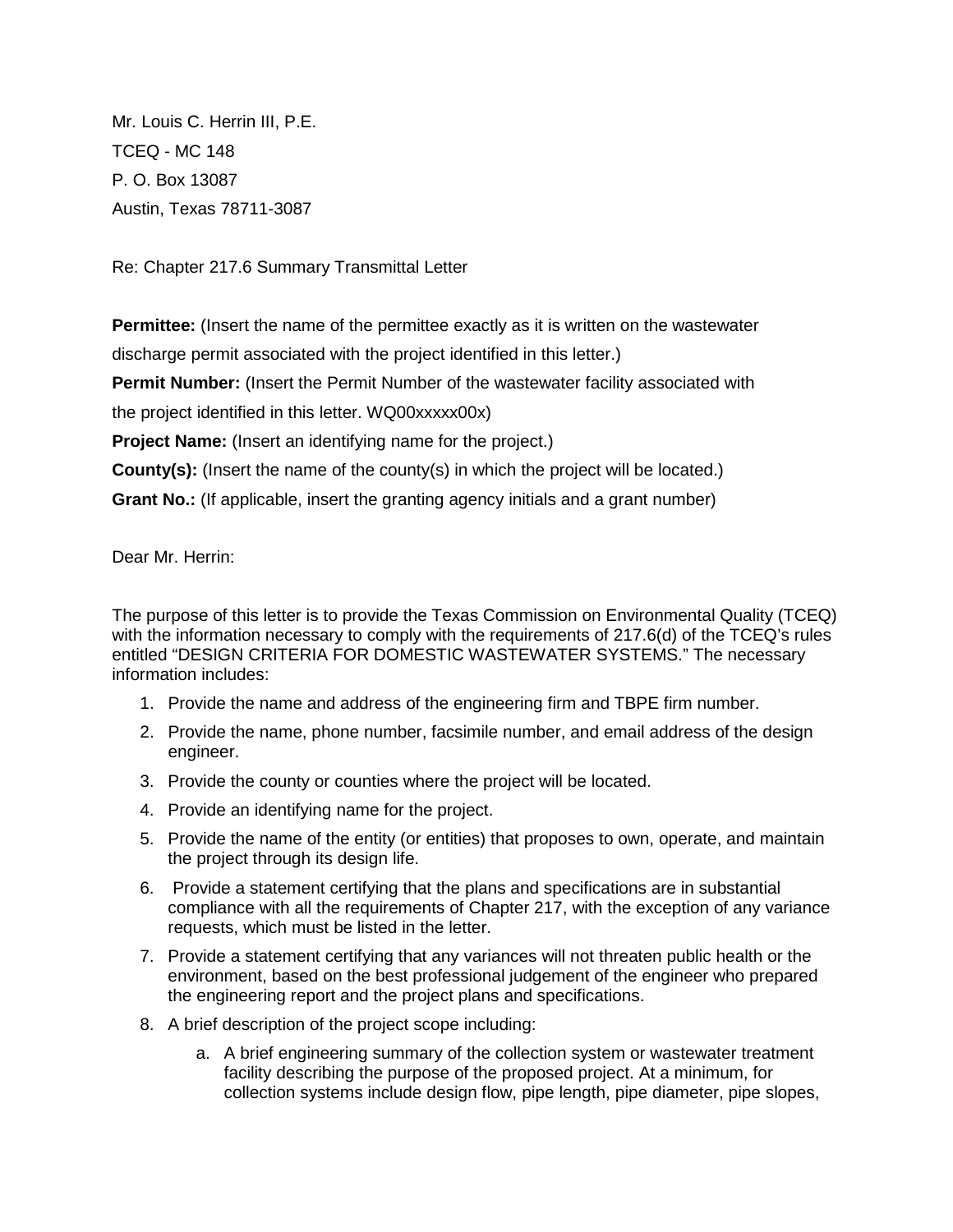Mr. Louis C. Herrin III, P.E.

TCEQ - MC 148

P. O. Box 13087

Austin, Texas 78711-3087

Re: Chapter 217.6 Summary Transmittal Letter

**Permittee:** (Insert the name of the permittee exactly as it is written on the wastewater discharge permit associated with the project identified in this letter.)

**Permit Number:** (Insert the Permit Number of the wastewater facility associated with the project identified in this letter. WQ00xxxxx00x)

**Project Name:** (Insert an identifying name for the project.)

**County(s):** (Insert the name of the county(s) in which the project will be located.)

**Grant No.:** (If applicable, insert the granting agency initials and a grant number)

Dear Mr. Herrin:

The purpose of this letter is to provide the Texas Commission on Environmental Quality (TCEQ) with the information necessary to comply with the requirements of 217.6(d) of the TCEQ's rules entitled "DESIGN CRITERIA FOR DOMESTIC WASTEWATER SYSTEMS." The necessary information includes:

1. Provide the name and address of the engineering firm and TBPE firm number.
2. Provide the name, phone number, facsimile number, and email address of the design engineer.
3. Provide the county or counties where the project will be located.
4. Provide an identifying name for the project.
5. Provide the name of the entity (or entities) that proposes to own, operate, and maintain the project through its design life.
6. Provide a statement certifying that the plans and specifications are in substantial compliance with all the requirements of Chapter 217, with the exception of any variance requests, which must be listed in the letter.
7. Provide a statement certifying that any variances will not threaten public health or the environment, based on the best professional judgement of the engineer who prepared the engineering report and the project plans and specifications.
8. A brief description of the project scope including:
    a. A brief engineering summary of the collection system or wastewater treatment facility describing the purpose of the proposed project. At a minimum, for collection systems include design flow, pipe length, pipe diameter, pipe slopes,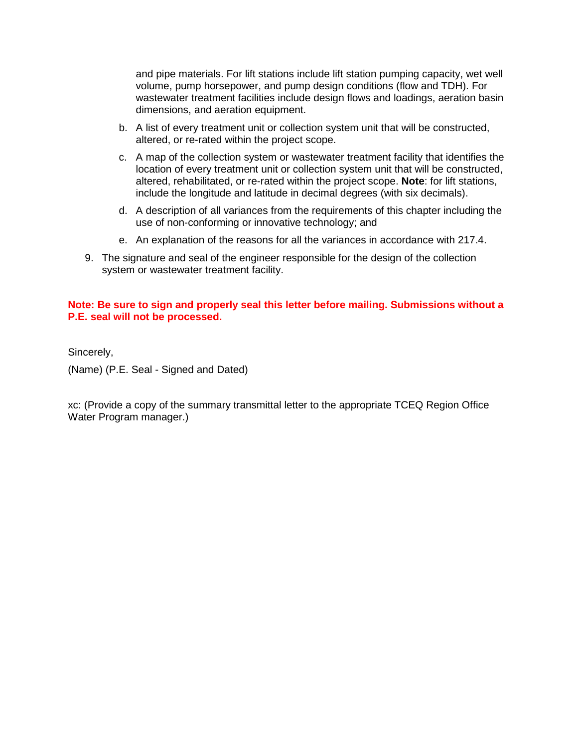and pipe materials. For lift stations include lift station pumping capacity, wet well volume, pump horsepower, and pump design conditions (flow and TDH). For wastewater treatment facilities include design flows and loadings, aeration basin dimensions, and aeration equipment.

b. A list of every treatment unit or collection system unit that will be constructed, altered, or re-rated within the project scope.

c. A map of the collection system or wastewater treatment facility that identifies the location of every treatment unit or collection system unit that will be constructed, altered, rehabilitated, or re-rated within the project scope. **Note**: for lift stations, include the longitude and latitude in decimal degrees (with six decimals).

d. A description of all variances from the requirements of this chapter including the use of non-conforming or innovative technology; and

e. An explanation of the reasons for all the variances in accordance with 217.4.

9. The signature and seal of the engineer responsible for the design of the collection system or wastewater treatment facility.

**Note: Be sure to sign and properly seal this letter before mailing. Submissions without a P.E. seal will not be processed.**

Sincerely,

(Name) (P.E. Seal - Signed and Dated)

xc: (Provide a copy of the summary transmittal letter to the appropriate TCEQ Region Office Water Program manager.)